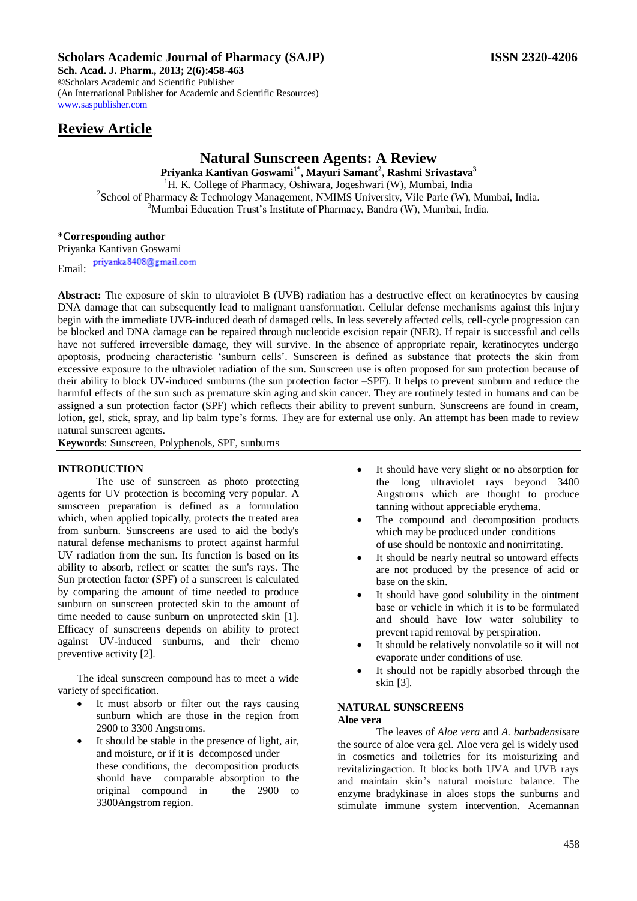**Scholars Academic Journal of Pharmacy (SAJP)** **ISSN 2320-4206**

**Sch. Acad. J. Pharm., 2013; 2(6):458-463**
©Scholars Academic and Scientific Publisher
(An International Publisher for Academic and Scientific Resources)
www.saspublisher.com

## Review Article

# Natural Sunscreen Agents: A Review

**Priyanka Kantivan Goswami[1*], Mayuri Samant[2], Rashmi Srivastava[3]**

[1]H. K. College of Pharmacy, Oshiwara, Jogeshwari (W), Mumbai, India
[2]School of Pharmacy & Technology Management, NMIMS University, Vile Parle (W), Mumbai, India.
[3]Mumbai Education Trust's Institute of Pharmacy, Bandra (W), Mumbai, India.

**\*Corresponding author**
Priyanka Kantivan Goswami
Email: priyanka8408@gmail.com

**Abstract:** The exposure of skin to ultraviolet B (UVB) radiation has a destructive effect on keratinocytes by causing DNA damage that can subsequently lead to malignant transformation. Cellular defense mechanisms against this injury begin with the immediate UVB-induced death of damaged cells. In less severely affected cells, cell-cycle progression can be blocked and DNA damage can be repaired through nucleotide excision repair (NER). If repair is successful and cells have not suffered irreversible damage, they will survive. In the absence of appropriate repair, keratinocytes undergo apoptosis, producing characteristic 'sunburn cells'. Sunscreen is defined as substance that protects the skin from excessive exposure to the ultraviolet radiation of the sun. Sunscreen use is often proposed for sun protection because of their ability to block UV-induced sunburns (the sun protection factor –SPF). It helps to prevent sunburn and reduce the harmful effects of the sun such as premature skin aging and skin cancer. They are routinely tested in humans and can be assigned a sun protection factor (SPF) which reflects their ability to prevent sunburn. Sunscreens are found in cream, lotion, gel, stick, spray, and lip balm type's forms. They are for external use only. An attempt has been made to review natural sunscreen agents.

**Keywords**: Sunscreen, Polyphenols, SPF, sunburns

## INTRODUCTION

The use of sunscreen as photo protecting agents for UV protection is becoming very popular. A sunscreen preparation is defined as a formulation which, when applied topically, protects the treated area from sunburn. Sunscreens are used to aid the body's natural defense mechanisms to protect against harmful UV radiation from the sun. Its function is based on its ability to absorb, reflect or scatter the sun's rays. The Sun protection factor (SPF) of a sunscreen is calculated by comparing the amount of time needed to produce sunburn on sunscreen protected skin to the amount of time needed to cause sunburn on unprotected skin [1]. Efficacy of sunscreens depends on ability to protect against UV-induced sunburns, and their chemo preventive activity [2].

The ideal sunscreen compound has to meet a wide variety of specification.

- It must absorb or filter out the rays causing sunburn which are those in the region from 2900 to 3300 Angstroms.
- It should be stable in the presence of light, air, and moisture, or if it is decomposed under these conditions, the decomposition products should have comparable absorption to the original compound in the 2900 to 3300Angstrom region.
- It should have very slight or no absorption for the long ultraviolet rays beyond 3400 Angstroms which are thought to produce tanning without appreciable erythema.
- The compound and decomposition products which may be produced under conditions of use should be nontoxic and nonirritating.
- It should be nearly neutral so untoward effects are not produced by the presence of acid or base on the skin.
- It should have good solubility in the ointment base or vehicle in which it is to be formulated and should have low water solubility to prevent rapid removal by perspiration.
- It should be relatively nonvolatile so it will not evaporate under conditions of use.
- It should not be rapidly absorbed through the skin [3].

## NATURAL SUNSCREENS

### Aloe vera

The leaves of *Aloe vera* and *A. barbadensis*are the source of aloe vera gel. Aloe vera gel is widely used in cosmetics and toiletries for its moisturizing and revitalizingaction. It blocks both UVA and UVB rays and maintain skin's natural moisture balance. The enzyme bradykinase in aloes stops the sunburns and stimulate immune system intervention. Acemannan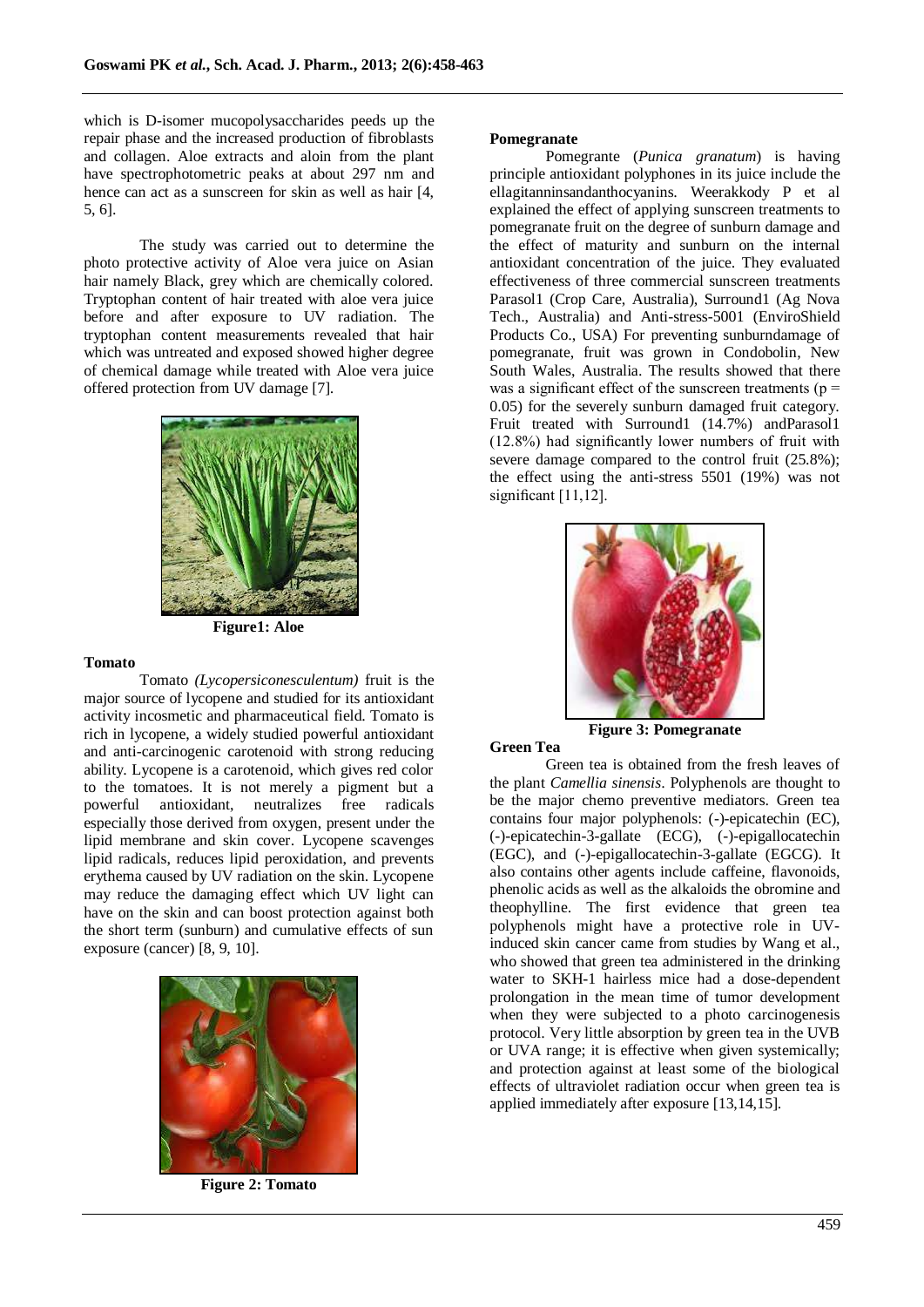which is D-isomer mucopolysaccharides peeds up the repair phase and the increased production of fibroblasts and collagen. Aloe extracts and aloin from the plant have spectrophotometric peaks at about 297 nm and hence can act as a sunscreen for skin as well as hair [4, 5, 6].

The study was carried out to determine the photo protective activity of Aloe vera juice on Asian hair namely Black, grey which are chemically colored. Tryptophan content of hair treated with aloe vera juice before and after exposure to UV radiation. The tryptophan content measurements revealed that hair which was untreated and exposed showed higher degree of chemical damage while treated with Aloe vera juice offered protection from UV damage [7].

**Figure1: Aloe**

### Tomato

Tomato *(Lycopersiconesculentum)* fruit is the major source of lycopene and studied for its antioxidant activity incosmetic and pharmaceutical field. Tomato is rich in lycopene, a widely studied powerful antioxidant and anti-carcinogenic carotenoid with strong reducing ability. Lycopene is a carotenoid, which gives red color to the tomatoes. It is not merely a pigment but a powerful antioxidant, neutralizes free radicals especially those derived from oxygen, present under the lipid membrane and skin cover. Lycopene scavenges lipid radicals, reduces lipid peroxidation, and prevents erythema caused by UV radiation on the skin. Lycopene may reduce the damaging effect which UV light can have on the skin and can boost protection against both the short term (sunburn) and cumulative effects of sun exposure (cancer) [8, 9, 10].

**Figure 2: Tomato**

### Pomegranate

Pomegrante (*Punica granatum*) is having principle antioxidant polyphones in its juice include the ellagitanninsandanthocyanins. Weerakkody P et al explained the effect of applying sunscreen treatments to pomegranate fruit on the degree of sunburn damage and the effect of maturity and sunburn on the internal antioxidant concentration of the juice. They evaluated effectiveness of three commercial sunscreen treatments Parasol1 (Crop Care, Australia), Surround1 (Ag Nova Tech., Australia) and Anti-stress-5001 (EnviroShield Products Co., USA) For preventing sunburndamage of pomegranate, fruit was grown in Condobolin, New South Wales, Australia. The results showed that there was a significant effect of the sunscreen treatments ($p = 0.05$) for the severely sunburn damaged fruit category. Fruit treated with Surround1 (14.7%) andParasol1 (12.8%) had significantly lower numbers of fruit with severe damage compared to the control fruit (25.8%); the effect using the anti-stress 5501 (19%) was not significant [11,12].

**Figure 3: Pomegranate**

### Green Tea

Green tea is obtained from the fresh leaves of the plant *Camellia sinensis*. Polyphenols are thought to be the major chemo preventive mediators. Green tea contains four major polyphenols: (-)-epicatechin (EC), (-)-epicatechin-3-gallate (ECG), (-)-epigallocatechin (EGC), and (-)-epigallocatechin-3-gallate (EGCG). It also contains other agents include caffeine, flavonoids, phenolic acids as well as the alkaloids the obromine and theophylline. The first evidence that green tea polyphenols might have a protective role in UV-induced skin cancer came from studies by Wang et al., who showed that green tea administered in the drinking water to SKH-1 hairless mice had a dose-dependent prolongation in the mean time of tumor development when they were subjected to a photo carcinogenesis protocol. Very little absorption by green tea in the UVB or UVA range; it is effective when given systemically; and protection against at least some of the biological effects of ultraviolet radiation occur when green tea is applied immediately after exposure [13,14,15].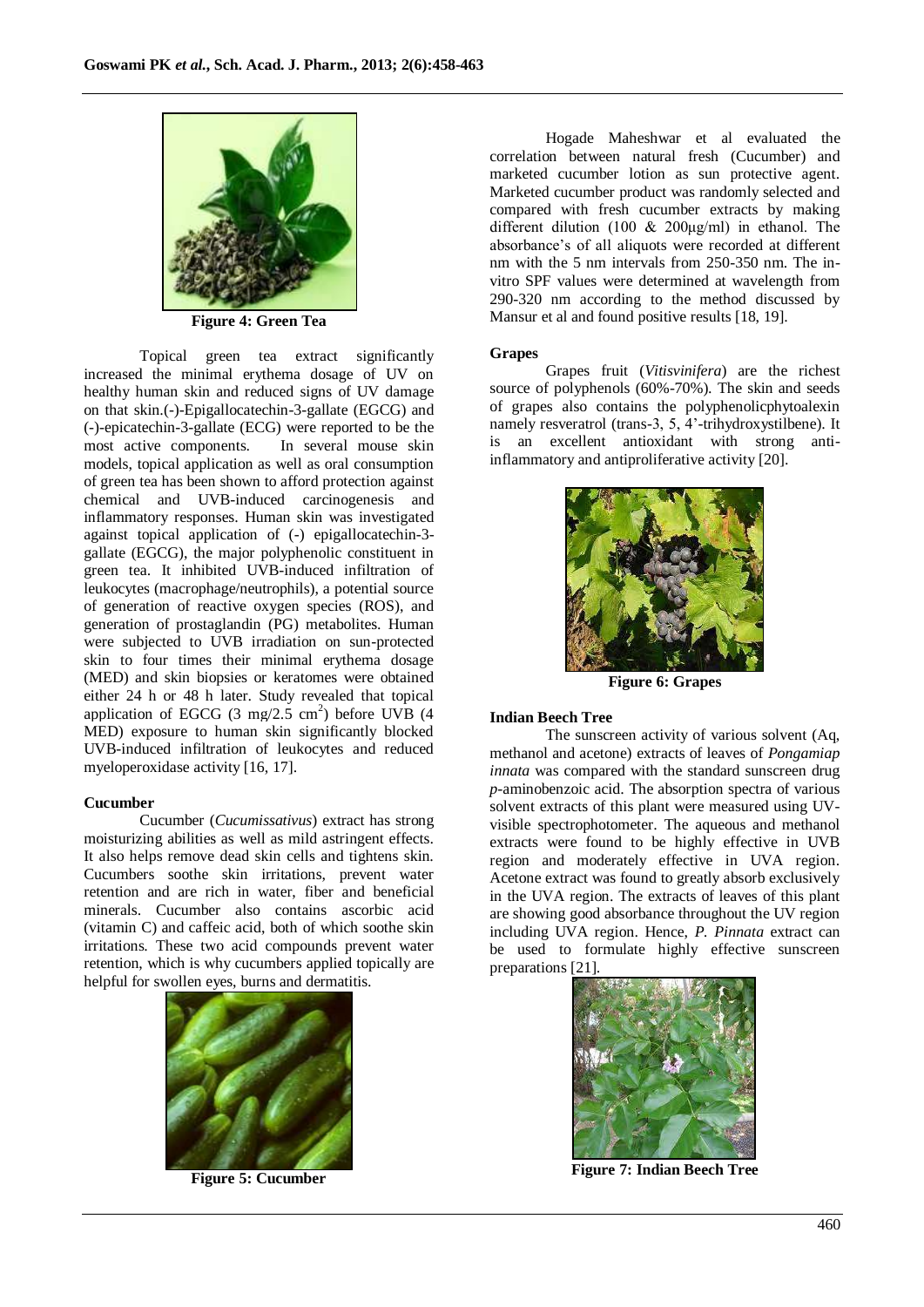Figure 4: Green Tea

Topical green tea extract significantly increased the minimal erythema dosage of UV on healthy human skin and reduced signs of UV damage on that skin.(-)-Epigallocatechin-3-gallate (EGCG) and (-)-epicatechin-3-gallate (ECG) were reported to be the most active components. In several mouse skin models, topical application as well as oral consumption of green tea has been shown to afford protection against chemical and UVB-induced carcinogenesis and inflammatory responses. Human skin was investigated against topical application of (-) epigallocatechin-3-gallate (EGCG), the major polyphenolic constituent in green tea. It inhibited UVB-induced infiltration of leukocytes (macrophage/neutrophils), a potential source of generation of reactive oxygen species (ROS), and generation of prostaglandin (PG) metabolites. Human were subjected to UVB irradiation on sun-protected skin to four times their minimal erythema dosage (MED) and skin biopsies or keratomes were obtained either 24 h or 48 h later. Study revealed that topical application of EGCG (3 mg/2.5 $cm^2$) before UVB (4 MED) exposure to human skin significantly blocked UVB-induced infiltration of leukocytes and reduced myeloperoxidase activity [16, 17].

### Cucumber

Cucumber (*Cucumissativus*) extract has strong moisturizing abilities as well as mild astringent effects. It also helps remove dead skin cells and tightens skin. Cucumbers soothe skin irritations, prevent water retention and are rich in water, fiber and beneficial minerals. Cucumber also contains ascorbic acid (vitamin C) and caffeic acid, both of which soothe skin irritations. These two acid compounds prevent water retention, which is why cucumbers applied topically are helpful for swollen eyes, burns and dermatitis.

Figure 5: Cucumber

Hogade Maheshwar et al evaluated the correlation between natural fresh (Cucumber) and marketed cucumber lotion as sun protective agent. Marketed cucumber product was randomly selected and compared with fresh cucumber extracts by making different dilution (100 & 200µg/ml) in ethanol. The absorbance's of all aliquots were recorded at different nm with the 5 nm intervals from 250-350 nm. The in-vitro SPF values were determined at wavelength from 290-320 nm according to the method discussed by Mansur et al and found positive results [18, 19].

### Grapes

Grapes fruit (*Vitisvinifera*) are the richest source of polyphenols (60%-70%). The skin and seeds of grapes also contains the polyphenolicphytoalexin namely resveratrol (trans-3, 5, 4'-trihydroxystilbene). It is an excellent antioxidant with strong anti-inflammatory and antiproliferative activity [20].

Figure 6: Grapes

### Indian Beech Tree

The sunscreen activity of various solvent (Aq, methanol and acetone) extracts of leaves of *Pongamiap innata* was compared with the standard sunscreen drug *p*-aminobenzoic acid. The absorption spectra of various solvent extracts of this plant were measured using UV-visible spectrophotometer. The aqueous and methanol extracts were found to be highly effective in UVB region and moderately effective in UVA region. Acetone extract was found to greatly absorb exclusively in the UVA region. The extracts of leaves of this plant are showing good absorbance throughout the UV region including UVA region. Hence, *P. Pinnata* extract can be used to formulate highly effective sunscreen preparations [21].

Figure 7: Indian Beech Tree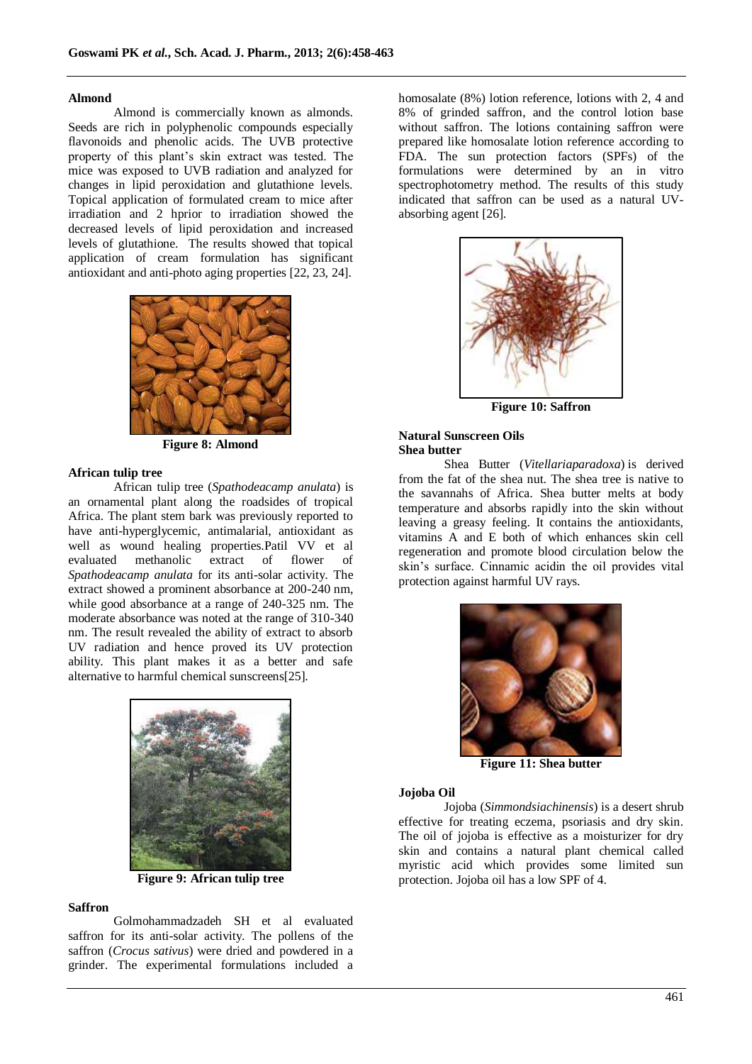### Almond

Almond is commercially known as almonds. Seeds are rich in polyphenolic compounds especially flavonoids and phenolic acids. The UVB protective property of this plant's skin extract was tested. The mice was exposed to UVB radiation and analyzed for changes in lipid peroxidation and glutathione levels. Topical application of formulated cream to mice after irradiation and 2 hprior to irradiation showed the decreased levels of lipid peroxidation and increased levels of glutathione. The results showed that topical application of cream formulation has significant antioxidant and anti-photo aging properties [22, 23, 24].

**Figure 8: Almond**

### African tulip tree

African tulip tree (*Spathodeacamp anulata*) is an ornamental plant along the roadsides of tropical Africa. The plant stem bark was previously reported to have anti-hyperglycemic, antimalarial, antioxidant as well as wound healing properties.Patil VV et al evaluated methanolic extract of flower of *Spathodeacamp anulata* for its anti-solar activity. The extract showed a prominent absorbance at 200-240 nm, while good absorbance at a range of 240-325 nm. The moderate absorbance was noted at the range of 310-340 nm. The result revealed the ability of extract to absorb UV radiation and hence proved its UV protection ability. This plant makes it as a better and safe alternative to harmful chemical sunscreens[25].

**Figure 9: African tulip tree**

### Saffron

Golmohammadzadeh SH et al evaluated saffron for its anti-solar activity. The pollens of the saffron (*Crocus sativus*) were dried and powdered in a grinder. The experimental formulations included a homosalate (8%) lotion reference, lotions with 2, 4 and 8% of grinded saffron, and the control lotion base without saffron. The lotions containing saffron were prepared like homosalate lotion reference according to FDA. The sun protection factors (SPFs) of the formulations were determined by an in vitro spectrophotometry method. The results of this study indicated that saffron can be used as a natural UV-absorbing agent [26].

**Figure 10: Saffron**

## Natural Sunscreen Oils

### Shea butter

Shea Butter (*Vitellariaparadoxa*) is derived from the fat of the shea nut. The shea tree is native to the savannahs of Africa. Shea butter melts at body temperature and absorbs rapidly into the skin without leaving a greasy feeling. It contains the antioxidants, vitamins A and E both of which enhances skin cell regeneration and promote blood circulation below the skin's surface. Cinnamic acidin the oil provides vital protection against harmful UV rays.

**Figure 11: Shea butter**

### Jojoba Oil

Jojoba (*Simmondsiachinensis*) is a desert shrub effective for treating eczema, psoriasis and dry skin. The oil of jojoba is effective as a moisturizer for dry skin and contains a natural plant chemical called myristic acid which provides some limited sun protection. Jojoba oil has a low SPF of 4.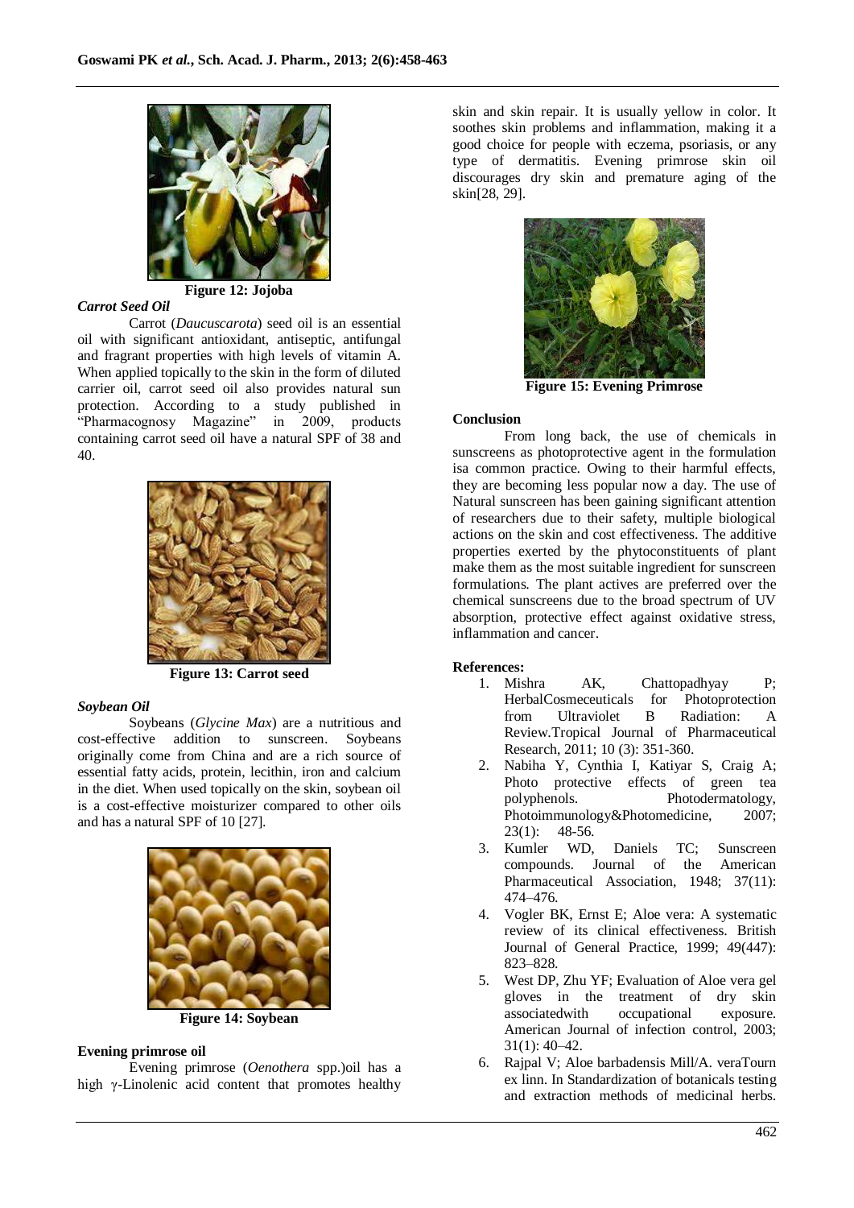Figure 12: Jojoba

***Carrot Seed Oil***

Carrot (*Daucuscarota*) seed oil is an essential oil with significant antioxidant, antiseptic, antifungal and fragrant properties with high levels of vitamin A. When applied topically to the skin in the form of diluted carrier oil, carrot seed oil also provides natural sun protection. According to a study published in "Pharmacognosy Magazine" in 2009, products containing carrot seed oil have a natural SPF of 38 and 40.

Figure 13: Carrot seed

***Soybean Oil***

Soybeans (*Glycine Max*) are a nutritious and cost-effective addition to sunscreen. Soybeans originally come from China and are a rich source of essential fatty acids, protein, lecithin, iron and calcium in the diet. When used topically on the skin, soybean oil is a cost-effective moisturizer compared to other oils and has a natural SPF of 10 [27].

Figure 14: Soybean

**Evening primrose oil**

Evening primrose (*Oenothera* spp.)oil has a high γ-Linolenic acid content that promotes healthy skin and skin repair. It is usually yellow in color. It soothes skin problems and inflammation, making it a good choice for people with eczema, psoriasis, or any type of dermatitis. Evening primrose skin oil discourages dry skin and premature aging of the skin[28, 29].

Figure 15: Evening Primrose

**Conclusion**

From long back, the use of chemicals in sunscreens as photoprotective agent in the formulation isa common practice. Owing to their harmful effects, they are becoming less popular now a day. The use of Natural sunscreen has been gaining significant attention of researchers due to their safety, multiple biological actions on the skin and cost effectiveness. The additive properties exerted by the phytoconstituents of plant make them as the most suitable ingredient for sunscreen formulations. The plant actives are preferred over the chemical sunscreens due to the broad spectrum of UV absorption, protective effect against oxidative stress, inflammation and cancer.

**References:**

1. Mishra AK, Chattopadhyay P; HerbalCosmeceuticals for Photoprotection from Ultraviolet B Radiation: A Review.Tropical Journal of Pharmaceutical Research, 2011; 10 (3): 351-360.
2. Nabiha Y, Cynthia I, Katiyar S, Craig A; Photo protective effects of green tea polyphenols. Photodermatology, Photoimmunology&Photomedicine, 2007; 23(1): 48-56.
3. Kumler WD, Daniels TC; Sunscreen compounds. Journal of the American Pharmaceutical Association, 1948; 37(11): 474–476.
4. Vogler BK, Ernst E; Aloe vera: A systematic review of its clinical effectiveness. British Journal of General Practice, 1999; 49(447): 823–828.
5. West DP, Zhu YF; Evaluation of Aloe vera gel gloves in the treatment of dry skin associatedwith occupational exposure. American Journal of infection control, 2003; 31(1): 40–42.
6. Rajpal V; Aloe barbadensis Mill/A. veraTourn ex linn. In Standardization of botanicals testing and extraction methods of medicinal herbs.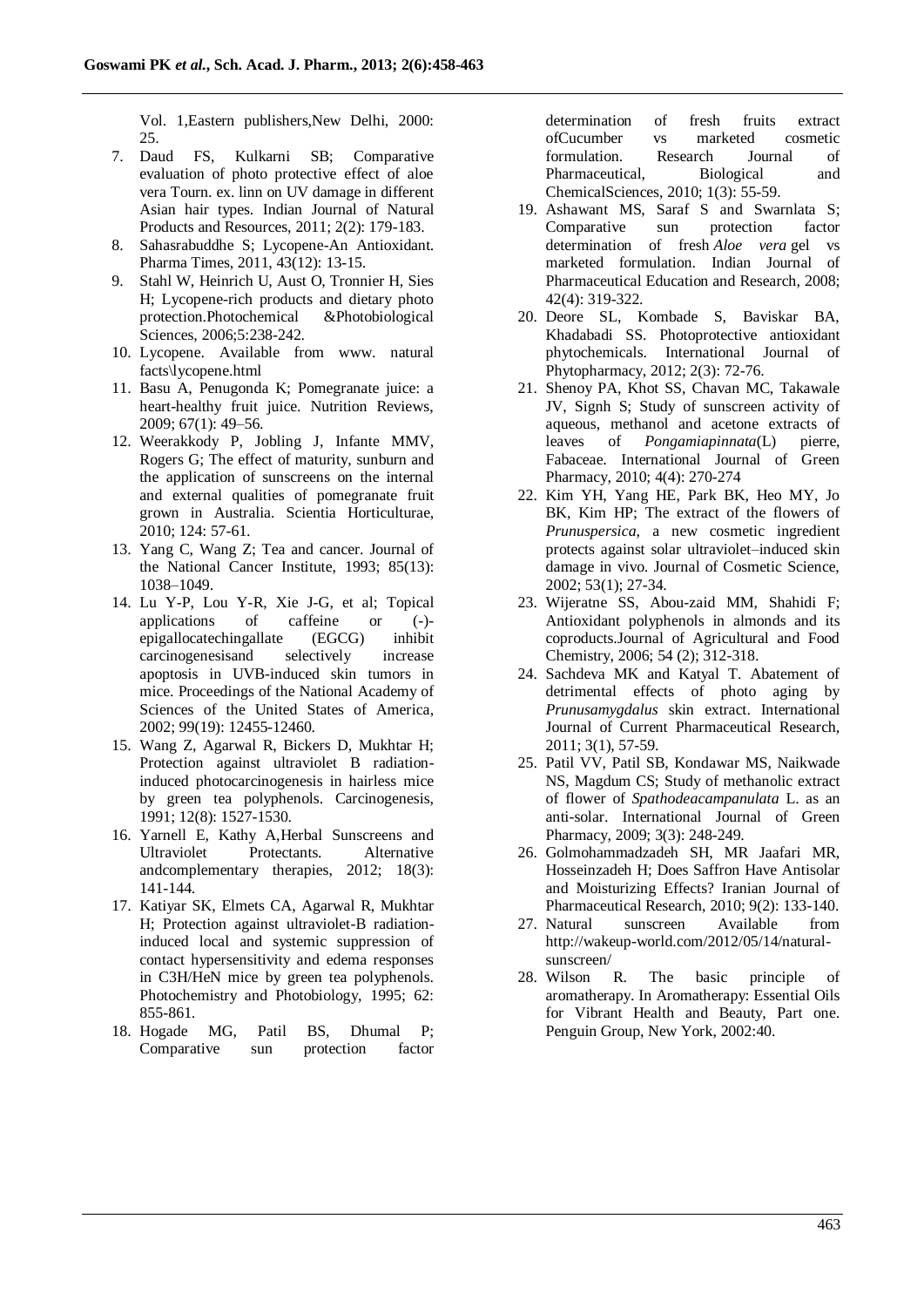Vol. 1,Eastern publishers,New Delhi, 2000: 25.

7. Daud FS, Kulkarni SB; Comparative evaluation of photo protective effect of aloe vera Tourn. ex. linn on UV damage in different Asian hair types. Indian Journal of Natural Products and Resources, 2011; 2(2): 179-183.
8. Sahasrabuddhe S; Lycopene-An Antioxidant. Pharma Times, 2011, 43(12): 13-15.
9. Stahl W, Heinrich U, Aust O, Tronnier H, Sies H; Lycopene-rich products and dietary photo protection.Photochemical &Photobiological Sciences, 2006;5:238-242.
10. Lycopene. Available from www. natural facts\lycopene.html
11. Basu A, Penugonda K; Pomegranate juice: a heart-healthy fruit juice. Nutrition Reviews, 2009; 67(1): 49–56.
12. Weerakkody P, Jobling J, Infante MMV, Rogers G; The effect of maturity, sunburn and the application of sunscreens on the internal and external qualities of pomegranate fruit grown in Australia. Scientia Horticulturae, 2010; 124: 57-61.
13. Yang C, Wang Z; Tea and cancer. Journal of the National Cancer Institute, 1993; 85(13): 1038–1049.
14. Lu Y-P, Lou Y-R, Xie J-G, et al; Topical applications of caffeine or (-)-epigallocatechingallate (EGCG) inhibit carcinogenesisand selectively increase apoptosis in UVB-induced skin tumors in mice. Proceedings of the National Academy of Sciences of the United States of America, 2002; 99(19): 12455-12460.
15. Wang Z, Agarwal R, Bickers D, Mukhtar H; Protection against ultraviolet B radiation-induced photocarcinogenesis in hairless mice by green tea polyphenols. Carcinogenesis, 1991; 12(8): 1527-1530.
16. Yarnell E, Kathy A,Herbal Sunscreens and Ultraviolet Protectants. Alternative andcomplementary therapies, 2012; 18(3): 141-144.
17. Katiyar SK, Elmets CA, Agarwal R, Mukhtar H; Protection against ultraviolet-B radiation-induced local and systemic suppression of contact hypersensitivity and edema responses in C3H/HeN mice by green tea polyphenols. Photochemistry and Photobiology, 1995; 62: 855-861.
18. Hogade MG, Patil BS, Dhumal P; Comparative sun protection factor determination of fresh fruits extract ofCucumber vs marketed cosmetic formulation. Research Journal of Pharmaceutical, Biological and ChemicalSciences, 2010; 1(3): 55-59.
19. Ashawant MS, Saraf S and Swarnlata S; Comparative sun protection factor determination of fresh *Aloe vera* gel vs marketed formulation. Indian Journal of Pharmaceutical Education and Research, 2008; 42(4): 319-322.
20. Deore SL, Kombade S, Baviskar BA, Khadabadi SS. Photoprotective antioxidant phytochemicals. International Journal of Phytopharmacy, 2012; 2(3): 72-76.
21. Shenoy PA, Khot SS, Chavan MC, Takawale JV, Signh S; Study of sunscreen activity of aqueous, methanol and acetone extracts of leaves of *Pongamiapinnata*(L) pierre, Fabaceae. International Journal of Green Pharmacy, 2010; 4(4): 270-274
22. Kim YH, Yang HE, Park BK, Heo MY, Jo BK, Kim HP; The extract of the flowers of *Prunuspersica*, a new cosmetic ingredient protects against solar ultraviolet–induced skin damage in vivo. Journal of Cosmetic Science, 2002; 53(1); 27-34.
23. Wijeratne SS, Abou-zaid MM, Shahidi F; Antioxidant polyphenols in almonds and its coproducts.Journal of Agricultural and Food Chemistry, 2006; 54 (2); 312-318.
24. Sachdeva MK and Katyal T. Abatement of detrimental effects of photo aging by *Prunusamygdalus* skin extract. International Journal of Current Pharmaceutical Research, 2011; 3(1), 57-59.
25. Patil VV, Patil SB, Kondawar MS, Naikwade NS, Magdum CS; Study of methanolic extract of flower of *Spathodeacampanulata* L. as an anti-solar. International Journal of Green Pharmacy, 2009; 3(3): 248-249.
26. Golmohammadzadeh SH, MR Jaafari MR, Hosseinzadeh H; Does Saffron Have Antisolar and Moisturizing Effects? Iranian Journal of Pharmaceutical Research, 2010; 9(2): 133-140.
27. Natural sunscreen Available from http://wakeup-world.com/2012/05/14/natural-sunscreen/
28. Wilson R. The basic principle of aromatherapy. In Aromatherapy: Essential Oils for Vibrant Health and Beauty, Part one. Penguin Group, New York, 2002:40.